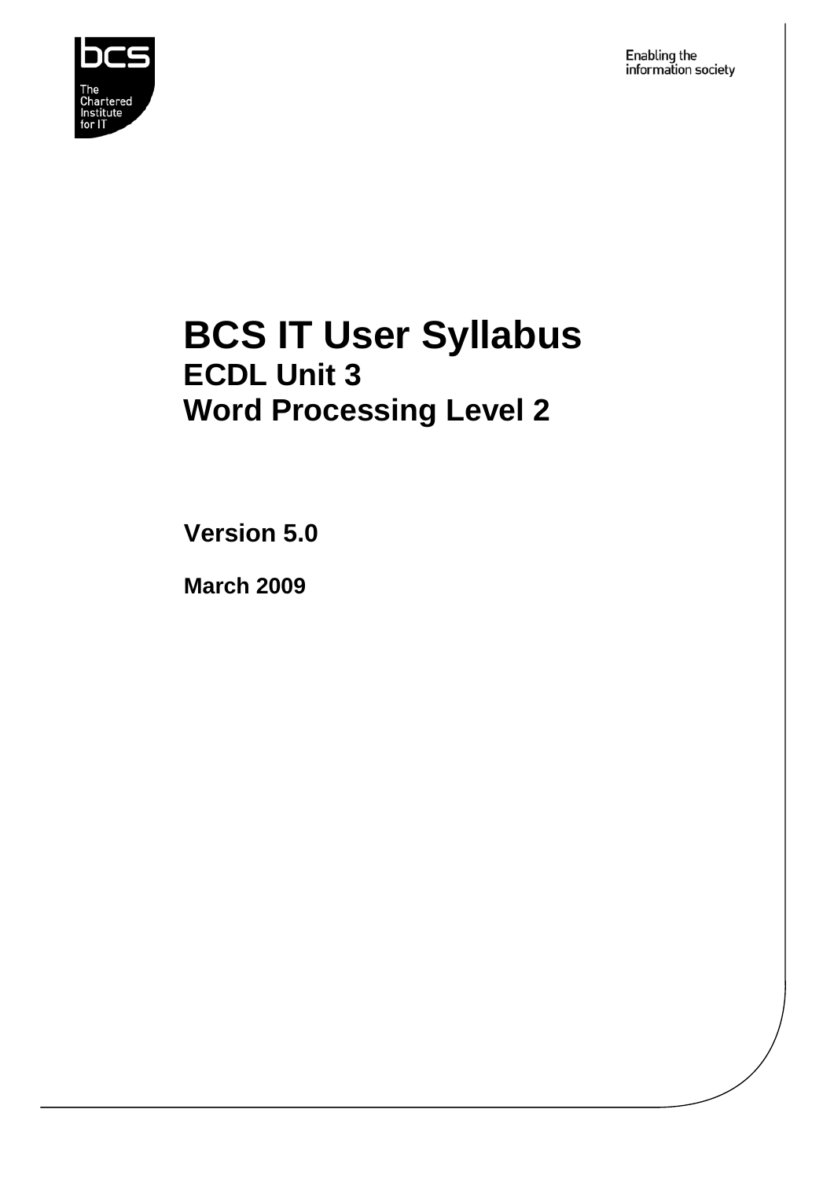bcs

The Chartered Institute for IT

Enabling the information society

# BCS IT User Syllabus
## ECDL Unit 3
## Word Processing Level 2

**Version 5.0**

**March 2009**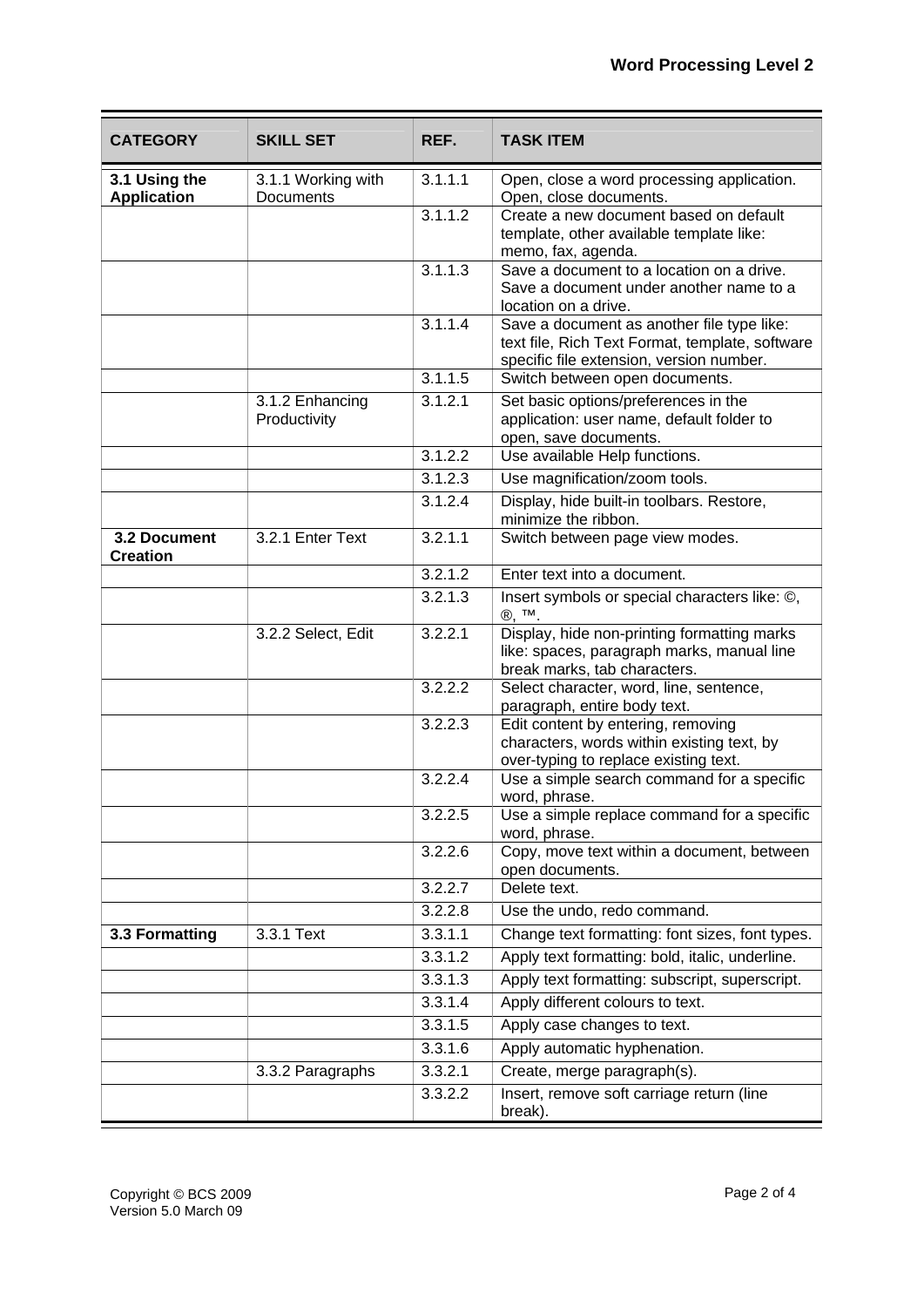| CATEGORY | SKILL SET | REF. | TASK ITEM |
|---|---|---|---|
| **3.1 Using the Application** | 3.1.1 Working with Documents | 3.1.1.1 | Open, close a word processing application. Open, close documents. |
| | | 3.1.1.2 | Create a new document based on default template, other available template like: memo, fax, agenda. |
| | | 3.1.1.3 | Save a document to a location on a drive. Save a document under another name to a location on a drive. |
| | | 3.1.1.4 | Save a document as another file type like: text file, Rich Text Format, template, software specific file extension, version number. |
| | | 3.1.1.5 | Switch between open documents. |
| | 3.1.2 Enhancing Productivity | 3.1.2.1 | Set basic options/preferences in the application: user name, default folder to open, save documents. |
| | | 3.1.2.2 | Use available Help functions. |
| | | 3.1.2.3 | Use magnification/zoom tools. |
| | | 3.1.2.4 | Display, hide built-in toolbars. Restore, minimize the ribbon. |
| **3.2 Document Creation** | 3.2.1 Enter Text | 3.2.1.1 | Switch between page view modes. |
| | | 3.2.1.2 | Enter text into a document. |
| | | 3.2.1.3 | Insert symbols or special characters like: ©, ®, ™. |
| | 3.2.2 Select, Edit | 3.2.2.1 | Display, hide non-printing formatting marks like: spaces, paragraph marks, manual line break marks, tab characters. |
| | | 3.2.2.2 | Select character, word, line, sentence, paragraph, entire body text. |
| | | 3.2.2.3 | Edit content by entering, removing characters, words within existing text, by over-typing to replace existing text. |
| | | 3.2.2.4 | Use a simple search command for a specific word, phrase. |
| | | 3.2.2.5 | Use a simple replace command for a specific word, phrase. |
| | | 3.2.2.6 | Copy, move text within a document, between open documents. |
| | | 3.2.2.7 | Delete text. |
| | | 3.2.2.8 | Use the undo, redo command. |
| **3.3 Formatting** | 3.3.1 Text | 3.3.1.1 | Change text formatting: font sizes, font types. |
| | | 3.3.1.2 | Apply text formatting: bold, italic, underline. |
| | | 3.3.1.3 | Apply text formatting: subscript, superscript. |
| | | 3.3.1.4 | Apply different colours to text. |
| | | 3.3.1.5 | Apply case changes to text. |
| | | 3.3.1.6 | Apply automatic hyphenation. |
| | 3.3.2 Paragraphs | 3.3.2.1 | Create, merge paragraph(s). |
| | | 3.3.2.2 | Insert, remove soft carriage return (line break). |

Copyright © BCS 2009
Version 5.0 March 09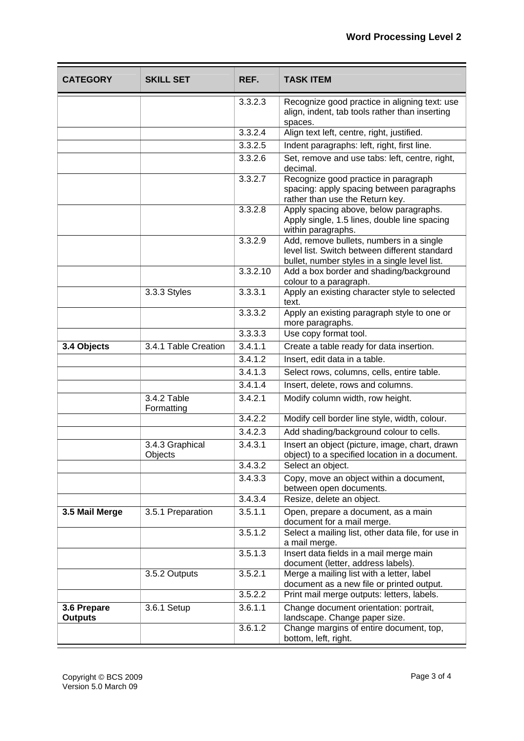| CATEGORY | SKILL SET | REF. | TASK ITEM |
|---|---|---|---|
| | | 3.3.2.3 | Recognize good practice in aligning text: use align, indent, tab tools rather than inserting spaces. |
| | | 3.3.2.4 | Align text left, centre, right, justified. |
| | | 3.3.2.5 | Indent paragraphs: left, right, first line. |
| | | 3.3.2.6 | Set, remove and use tabs: left, centre, right, decimal. |
| | | 3.3.2.7 | Recognize good practice in paragraph spacing: apply spacing between paragraphs rather than use the Return key. |
| | | 3.3.2.8 | Apply spacing above, below paragraphs. Apply single, 1.5 lines, double line spacing within paragraphs. |
| | | 3.3.2.9 | Add, remove bullets, numbers in a single level list. Switch between different standard bullet, number styles in a single level list. |
| | | 3.3.2.10 | Add a box border and shading/background colour to a paragraph. |
| | 3.3.3 Styles | 3.3.3.1 | Apply an existing character style to selected text. |
| | | 3.3.3.2 | Apply an existing paragraph style to one or more paragraphs. |
| | | 3.3.3.3 | Use copy format tool. |
| **3.4 Objects** | 3.4.1 Table Creation | 3.4.1.1 | Create a table ready for data insertion. |
| | | 3.4.1.2 | Insert, edit data in a table. |
| | | 3.4.1.3 | Select rows, columns, cells, entire table. |
| | | 3.4.1.4 | Insert, delete, rows and columns. |
| | 3.4.2 Table Formatting | 3.4.2.1 | Modify column width, row height. |
| | | 3.4.2.2 | Modify cell border line style, width, colour. |
| | | 3.4.2.3 | Add shading/background colour to cells. |
| | 3.4.3 Graphical Objects | 3.4.3.1 | Insert an object (picture, image, chart, drawn object) to a specified location in a document. |
| | | 3.4.3.2 | Select an object. |
| | | 3.4.3.3 | Copy, move an object within a document, between open documents. |
| | | 3.4.3.4 | Resize, delete an object. |
| **3.5 Mail Merge** | 3.5.1 Preparation | 3.5.1.1 | Open, prepare a document, as a main document for a mail merge. |
| | | 3.5.1.2 | Select a mailing list, other data file, for use in a mail merge. |
| | | 3.5.1.3 | Insert data fields in a mail merge main document (letter, address labels). |
| | 3.5.2 Outputs | 3.5.2.1 | Merge a mailing list with a letter, label document as a new file or printed output. |
| | | 3.5.2.2 | Print mail merge outputs: letters, labels. |
| **3.6 Prepare Outputs** | 3.6.1 Setup | 3.6.1.1 | Change document orientation: portrait, landscape. Change paper size. |
| | | 3.6.1.2 | Change margins of entire document, top, bottom, left, right. |

Copyright © BCS 2009
Version 5.0 March 09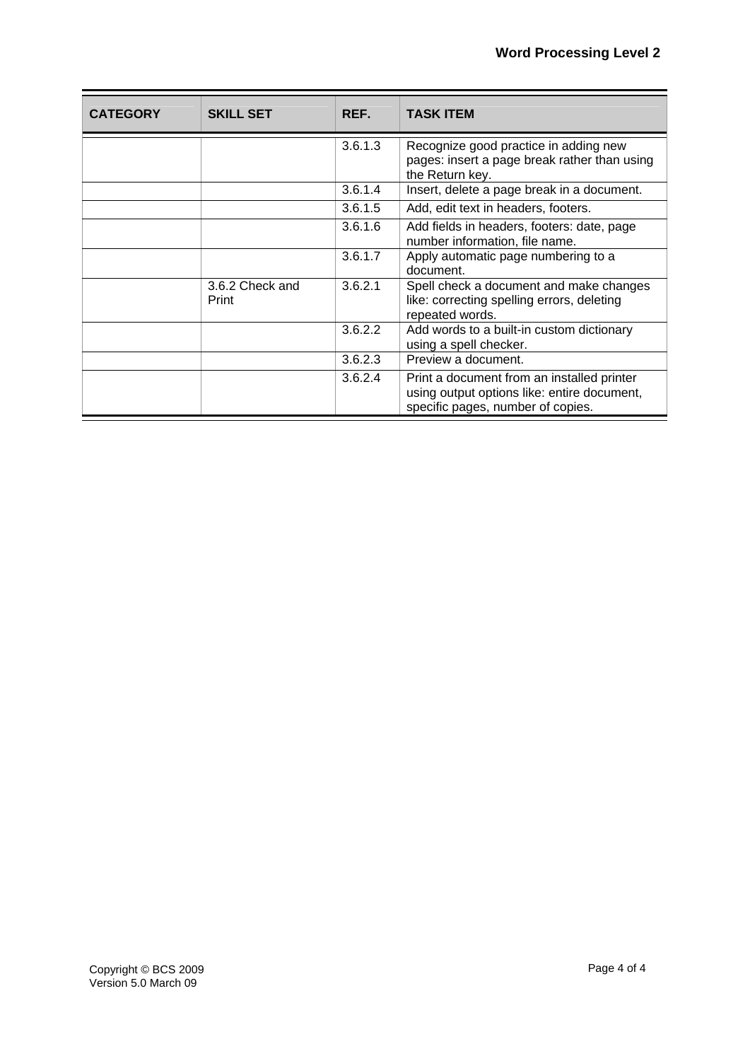| CATEGORY | SKILL SET | REF. | TASK ITEM |
| --- | --- | --- | --- |
| | | 3.6.1.3 | Recognize good practice in adding new pages: insert a page break rather than using the Return key. |
| | | 3.6.1.4 | Insert, delete a page break in a document. |
| | | 3.6.1.5 | Add, edit text in headers, footers. |
| | | 3.6.1.6 | Add fields in headers, footers: date, page number information, file name. |
| | | 3.6.1.7 | Apply automatic page numbering to a document. |
| | 3.6.2 Check and Print | 3.6.2.1 | Spell check a document and make changes like: correcting spelling errors, deleting repeated words. |
| | | 3.6.2.2 | Add words to a built-in custom dictionary using a spell checker. |
| | | 3.6.2.3 | Preview a document. |
| | | 3.6.2.4 | Print a document from an installed printer using output options like: entire document, specific pages, number of copies. |